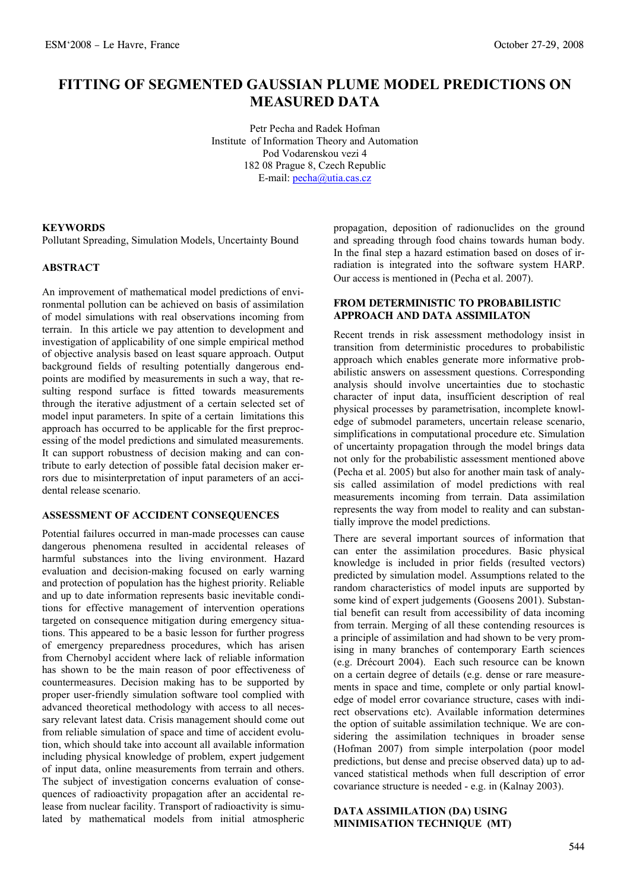# FITTING OF SEGMENTED GAUSSIAN PLUME MODEL PREDICTIONS ON MEASURED DATA

Petr Pecha and Radek Hofman
Institute of Information Theory and Automation
Pod Vodarenskou vezi 4
182 08 Prague 8, Czech Republic
E-mail: pecha@utia.cas.cz

## KEYWORDS

Pollutant Spreading, Simulation Models, Uncertainty Bound

## ABSTRACT

An improvement of mathematical model predictions of environmental pollution can be achieved on basis of assimilation of model simulations with real observations incoming from terrain. In this article we pay attention to development and investigation of applicability of one simple empirical method of objective analysis based on least square approach. Output background fields of resulting potentially dangerous endpoints are modified by measurements in such a way, that resulting respond surface is fitted towards measurements through the iterative adjustment of a certain selected set of model input parameters. In spite of a certain limitations this approach has occurred to be applicable for the first preprocessing of the model predictions and simulated measurements. It can support robustness of decision making and can contribute to early detection of possible fatal decision maker errors due to misinterpretation of input parameters of an accidental release scenario.

## ASSESSMENT OF ACCIDENT CONSEQUENCES

Potential failures occurred in man-made processes can cause dangerous phenomena resulted in accidental releases of harmful substances into the living environment. Hazard evaluation and decision-making focused on early warning and protection of population has the highest priority. Reliable and up to date information represents basic inevitable conditions for effective management of intervention operations targeted on consequence mitigation during emergency situations. This appeared to be a basic lesson for further progress of emergency preparedness procedures, which has arisen from Chernobyl accident where lack of reliable information has shown to be the main reason of poor effectiveness of countermeasures. Decision making has to be supported by proper user-friendly simulation software tool complied with advanced theoretical methodology with access to all necessary relevant latest data. Crisis management should come out from reliable simulation of space and time of accident evolution, which should take into account all available information including physical knowledge of problem, expert judgement of input data, online measurements from terrain and others. The subject of investigation concerns evaluation of consequences of radioactivity propagation after an accidental release from nuclear facility. Transport of radioactivity is simulated by mathematical models from initial atmospheric propagation, deposition of radionuclides on the ground and spreading through food chains towards human body. In the final step a hazard estimation based on doses of irradiation is integrated into the software system HARP. Our access is mentioned in (Pecha et al. 2007).

## FROM DETERMINISTIC TO PROBABILISTIC APPROACH AND DATA ASSIMILATON

Recent trends in risk assessment methodology insist in transition from deterministic procedures to probabilistic approach which enables generate more informative probabilistic answers on assessment questions. Corresponding analysis should involve uncertainties due to stochastic character of input data, insufficient description of real physical processes by parametrisation, incomplete knowledge of submodel parameters, uncertain release scenario, simplifications in computational procedure etc. Simulation of uncertainty propagation through the model brings data not only for the probabilistic assessment mentioned above (Pecha et al. 2005) but also for another main task of analysis called assimilation of model predictions with real measurements incoming from terrain. Data assimilation represents the way from model to reality and can substantially improve the model predictions.

There are several important sources of information that can enter the assimilation procedures. Basic physical knowledge is included in prior fields (resulted vectors) predicted by simulation model. Assumptions related to the random characteristics of model inputs are supported by some kind of expert judgements (Goosens 2001). Substantial benefit can result from accessibility of data incoming from terrain. Merging of all these contending resources is a principle of assimilation and had shown to be very promising in many branches of contemporary Earth sciences (e.g. Drécourt 2004). Each such resource can be known on a certain degree of details (e.g. dense or rare measurements in space and time, complete or only partial knowledge of model error covariance structure, cases with indirect observations etc). Available information determines the option of suitable assimilation technique. We are considering the assimilation techniques in broader sense (Hofman 2007) from simple interpolation (poor model predictions, but dense and precise observed data) up to advanced statistical methods when full description of error covariance structure is needed - e.g. in (Kalnay 2003).

## DATA ASSIMILATION (DA) USING MINIMISATION TECHNIQUE (MT)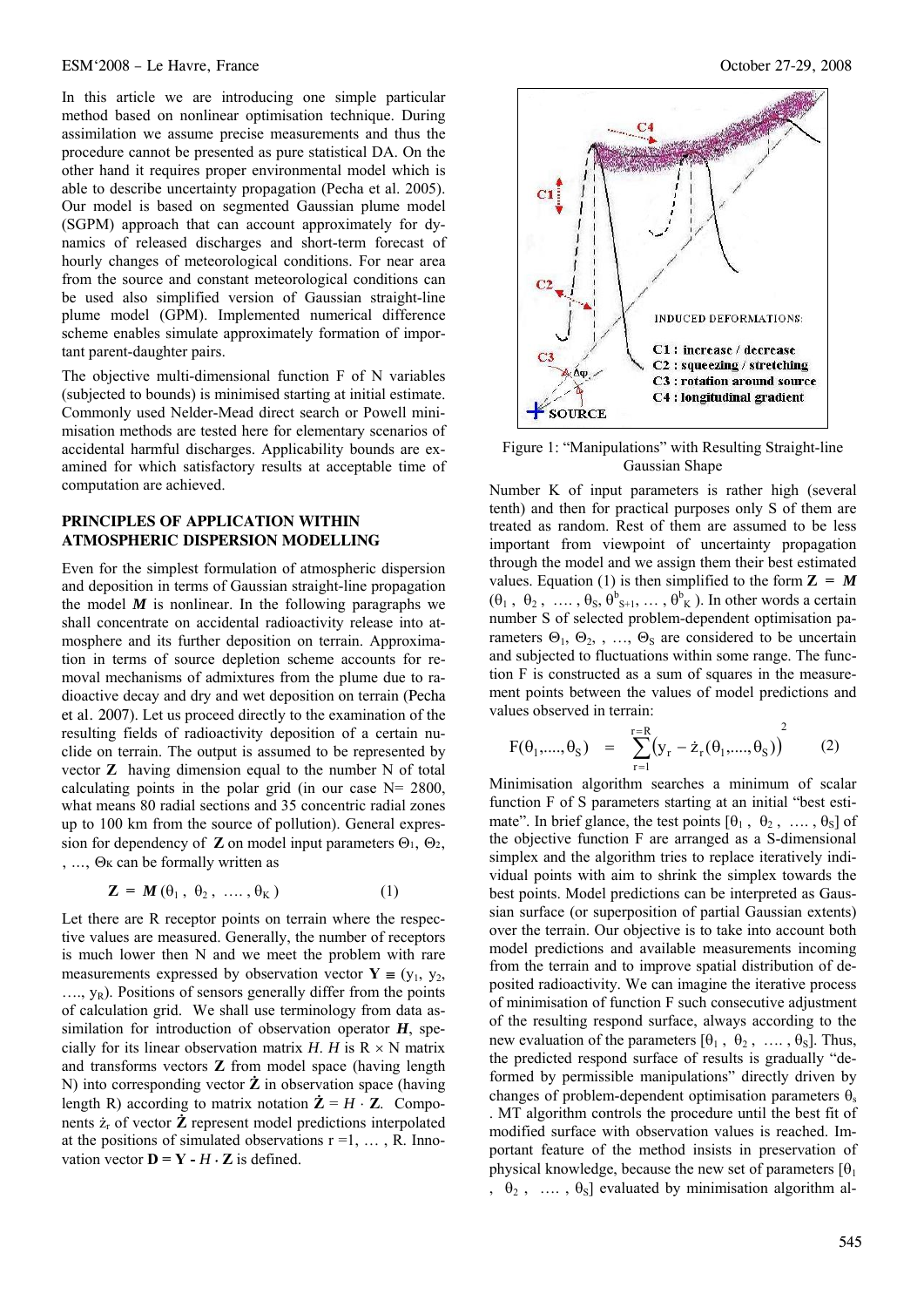In this article we are introducing one simple particular method based on nonlinear optimisation technique. During assimilation we assume precise measurements and thus the procedure cannot be presented as pure statistical DA. On the other hand it requires proper environmental model which is able to describe uncertainty propagation (Pecha et al. 2005). Our model is based on segmented Gaussian plume model (SGPM) approach that can account approximately for dynamics of released discharges and short-term forecast of hourly changes of meteorological conditions. For near area from the source and constant meteorological conditions can be used also simplified version of Gaussian straight-line plume model (GPM). Implemented numerical difference scheme enables simulate approximately formation of important parent-daughter pairs.

The objective multi-dimensional function F of N variables (subjected to bounds) is minimised starting at initial estimate. Commonly used Nelder-Mead direct search or Powell minimisation methods are tested here for elementary scenarios of accidental harmful discharges. Applicability bounds are examined for which satisfactory results at acceptable time of computation are achieved.

## PRINCIPLES OF APPLICATION WITHIN ATMOSPHERIC DISPERSION MODELLING

Even for the simplest formulation of atmospheric dispersion and deposition in terms of Gaussian straight-line propagation the model $\boldsymbol{M}$ is nonlinear. In the following paragraphs we shall concentrate on accidental radioactivity release into atmosphere and its further deposition on terrain. Approximation in terms of source depletion scheme accounts for removal mechanisms of admixtures from the plume due to radioactive decay and dry and wet deposition on terrain (Pecha et al. 2007). Let us proceed directly to the examination of the resulting fields of radioactivity deposition of a certain nuclide on terrain. The output is assumed to be represented by vector $\mathbf{Z}$ having dimension equal to the number N of total calculating points in the polar grid (in our case N= 2800, what means 80 radial sections and 35 concentric radial zones up to 100 km from the source of pollution). General expression for dependency of $\mathbf{Z}$ on model input parameters $\Theta_1$, $\Theta_2$, , …, $\Theta_K$ can be formally written as

$$\mathbf{Z} = \boldsymbol{M}(\theta_1, \theta_2, \ldots, \theta_K) \tag{1}$$

Let there are R receptor points on terrain where the respective values are measured. Generally, the number of receptors is much lower then N and we meet the problem with rare measurements expressed by observation vector $\mathbf{Y} \equiv (y_1, y_2, \ldots, y_R)$. Positions of sensors generally differ from the points of calculation grid. We shall use terminology from data assimilation for introduction of observation operator $\boldsymbol{H}$, specially for its linear observation matrix $H$. $H$ is R × N matrix and transforms vectors $\mathbf{Z}$ from model space (having length N) into corresponding vector $\dot{\mathbf{Z}}$ in observation space (having length R) according to matrix notation $\dot{\mathbf{Z}} = H \cdot \mathbf{Z}$. Components $\dot{z}_r$ of vector $\dot{\mathbf{Z}}$ represent model predictions interpolated at the positions of simulated observations r =1, … , R. Innovation vector $\mathbf{D} = \mathbf{Y} - H \cdot \mathbf{Z}$ is defined.

Figure 1: "Manipulations" with Resulting Straight-line Gaussian Shape

Number K of input parameters is rather high (several tenth) and then for practical purposes only S of them are treated as random. Rest of them are assumed to be less important from viewpoint of uncertainty propagation through the model and we assign them their best estimated values. Equation (1) is then simplified to the form $\mathbf{Z} = \boldsymbol{M}(\theta_1, \theta_2, \ldots, \theta_S, \theta^b_{S+1}, \ldots, \theta^b_K)$. In other words a certain number S of selected problem-dependent optimisation parameters $\Theta_1, \Theta_2, , \ldots, \Theta_S$ are considered to be uncertain and subjected to fluctuations within some range. The function F is constructed as a sum of squares in the measurement points between the values of model predictions and values observed in terrain:

$$F(\theta_1, \ldots, \theta_S) = \sum_{r=1}^{r=R} \left( y_r - \dot{z}_r(\theta_1, \ldots, \theta_S) \right)^2 \tag{2}$$

Minimisation algorithm searches a minimum of scalar function F of S parameters starting at an initial "best estimate". In brief glance, the test points $[\theta_1, \theta_2, \ldots, \theta_S]$ of the objective function F are arranged as a S-dimensional simplex and the algorithm tries to replace iteratively individual points with aim to shrink the simplex towards the best points. Model predictions can be interpreted as Gaussian surface (or superposition of partial Gaussian extents) over the terrain. Our objective is to take into account both model predictions and available measurements incoming from the terrain and to improve spatial distribution of deposited radioactivity. We can imagine the iterative process of minimisation of function F such consecutive adjustment of the resulting respond surface, always according to the new evaluation of the parameters $[\theta_1, \theta_2, \ldots, \theta_S]$. Thus, the predicted respond surface of results is gradually "deformed by permissible manipulations" directly driven by changes of problem-dependent optimisation parameters $\theta_s$. MT algorithm controls the procedure until the best fit of modified surface with observation values is reached. Important feature of the method insists in preservation of physical knowledge, because the new set of parameters $[\theta_1, \theta_2, \ldots, \theta_S]$ evaluated by minimisation algorithm al-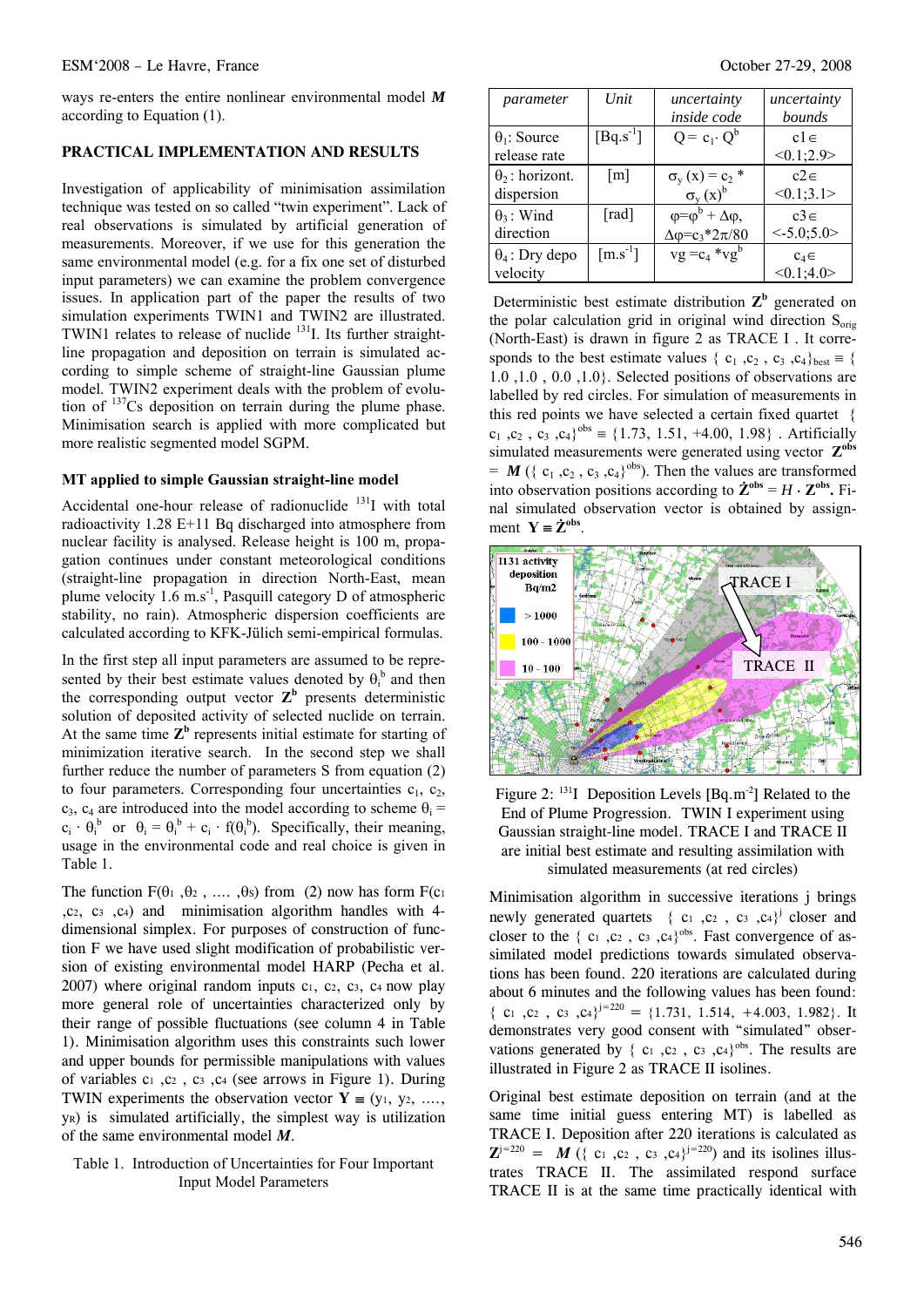ways re-enters the entire nonlinear environmental model $\boldsymbol{M}$ according to Equation (1).

## PRACTICAL IMPLEMENTATION AND RESULTS

Investigation of applicability of minimisation assimilation technique was tested on so called "twin experiment". Lack of real observations is simulated by artificial generation of measurements. Moreover, if we use for this generation the same environmental model (e.g. for a fix one set of disturbed input parameters) we can examine the problem convergence issues. In application part of the paper the results of two simulation experiments TWIN1 and TWIN2 are illustrated. TWIN1 relates to release of nuclide $^{131}$I. Its further straight-line propagation and deposition on terrain is simulated according to simple scheme of straight-line Gaussian plume model. TWIN2 experiment deals with the problem of evolution of $^{137}$Cs deposition on terrain during the plume phase. Minimisation search is applied with more complicated but more realistic segmented model SGPM.

### MT applied to simple Gaussian straight-line model

Accidental one-hour release of radionuclide $^{131}$I with total radioactivity 1.28 E+11 Bq discharged into atmosphere from nuclear facility is analysed. Release height is 100 m, propagation continues under constant meteorological conditions (straight-line propagation in direction North-East, mean plume velocity 1.6 m.s$^{-1}$, Pasquill category D of atmospheric stability, no rain). Atmospheric dispersion coefficients are calculated according to KFK-Jülich semi-empirical formulas.

In the first step all input parameters are assumed to be represented by their best estimate values denoted by $\theta_i^b$ and then the corresponding output vector $\mathbf{Z}^b$ presents deterministic solution of deposited activity of selected nuclide on terrain. At the same time $\mathbf{Z}^b$ represents initial estimate for starting of minimization iterative search. In the second step we shall further reduce the number of parameters S from equation (2) to four parameters. Corresponding four uncertainties $c_1$, $c_2$, $c_3$, $c_4$ are introduced into the model according to scheme $\theta_i = c_i \cdot \theta_i^b$ or $\theta_i = \theta_i^b + c_i \cdot f(\theta_i^b)$. Specifically, their meaning, usage in the environmental code and real choice is given in Table 1.

The function $F(\theta_1, \theta_2, \ldots, \theta_S)$ from (2) now has form $F(c_1, c_2, c_3, c_4)$ and minimisation algorithm handles with 4-dimensional simplex. For purposes of construction of function F we have used slight modification of probabilistic version of existing environmental model HARP (Pecha et al. 2007) where original random inputs $c_1$, $c_2$, $c_3$, $c_4$ now play more general role of uncertainties characterized only by their range of possible fluctuations (see column 4 in Table 1). Minimisation algorithm uses this constraints such lower and upper bounds for permissible manipulations with values of variables $c_1$, $c_2$, $c_3$, $c_4$ (see arrows in Figure 1). During TWIN experiments the observation vector $\mathbf{Y} \equiv (y_1, y_2, \ldots, y_R)$ is simulated artificially, the simplest way is utilization of the same environmental model $\boldsymbol{M}$.

Table 1. Introduction of Uncertainties for Four Important Input Model Parameters

| parameter | Unit | uncertainty inside code | uncertainty bounds |
|---|---|---|---|
| $\theta_1$: Source release rate | [Bq.s$^{-1}$] | $Q = c_1 \cdot Q^b$ | $c1 \in$ <0.1;2.9> |
| $\theta_2$: horizont. dispersion | [m] | $\sigma_y(x) = c_2 * \sigma_y(x)^b$ | $c2 \in$ <0.1;3.1> |
| $\theta_3$: Wind direction | [rad] | $\varphi = \varphi^b + \Delta\varphi$, $\Delta\varphi = c_3 * 2\pi/80$ | $c3 \in$ <-5.0;5.0> |
| $\theta_4$: Dry depo velocity | [m.s$^{-1}$] | $vg = c_4 * vg^b$ | $c_4 \in$ <0.1;4.0> |

Deterministic best estimate distribution $\mathbf{Z}^b$ generated on the polar calculation grid in original wind direction $S_{orig}$ (North-East) is drawn in figure 2 as TRACE I . It corresponds to the best estimate values $\{c_1, c_2, c_3, c_4\}_{best} \equiv \{1.0, 1.0, 0.0, 1.0\}$. Selected positions of observations are labelled by red circles. For simulation of measurements in this red points we have selected a certain fixed quartet $\{c_1, c_2, c_3, c_4\}^{obs} \equiv \{1.73, 1.51, +4.00, 1.98\}$. Artificially simulated measurements were generated using vector $\mathbf{Z}^{obs} = \boldsymbol{M}(\{c_1, c_2, c_3, c_4\}^{obs})$. Then the values are transformed into observation positions according to $\dot{\mathbf{Z}}^{obs} = H \cdot \mathbf{Z}^{obs}$. Final simulated observation vector is obtained by assignment $\mathbf{Y} \equiv \dot{\mathbf{Z}}^{obs}$.

Figure 2: $^{131}$I Deposition Levels [Bq.m$^{-2}$] Related to the End of Plume Progression. TWIN I experiment using Gaussian straight-line model. TRACE I and TRACE II are initial best estimate and resulting assimilation with simulated measurements (at red circles)

Minimisation algorithm in successive iterations j brings newly generated quartets $\{c_1, c_2, c_3, c_4\}^j$ closer and closer to the $\{c_1, c_2, c_3, c_4\}^{obs}$. Fast convergence of assimilated model predictions towards simulated observations has been found. 220 iterations are calculated during about 6 minutes and the following values has been found: $\{c_1, c_2, c_3, c_4\}^{j=220} = \{1.731, 1.514, +4.003, 1.982\}$. It demonstrates very good consent with "simulated" observations generated by $\{c_1, c_2, c_3, c_4\}^{obs}$. The results are illustrated in Figure 2 as TRACE II isolines.

Original best estimate deposition on terrain (and at the same time initial guess entering MT) is labelled as TRACE I. Deposition after 220 iterations is calculated as $\mathbf{Z}^{j=220} = \boldsymbol{M}(\{c_1, c_2, c_3, c_4\}^{j=220})$ and its isolines illustrates TRACE II. The assimilated respond surface TRACE II is at the same time practically identical with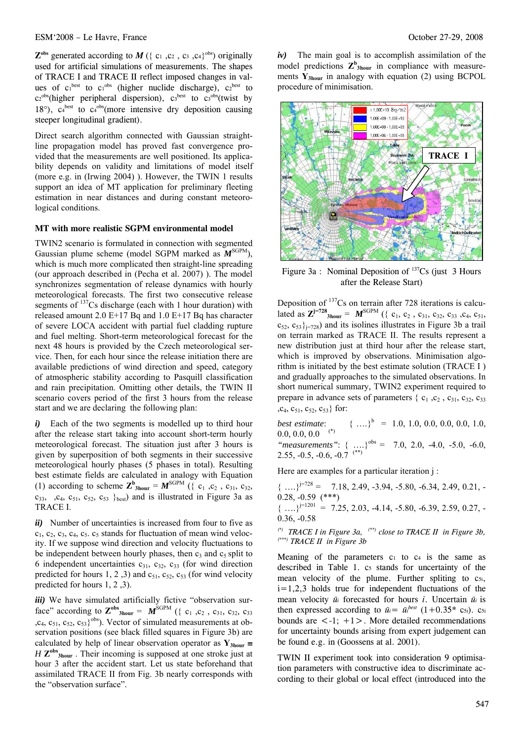$\mathbf{Z}^{obs}$ generated according to $\boldsymbol{M}$ ({ $c_1$ ,$c_2$ , $c_3$ ,$c_4$}$^{obs}$) originally used for artificial simulations of measurements. The shapes of TRACE I and TRACE II reflect imposed changes in values of $c_1^{best}$ to $c_1^{obs}$ (higher nuclide discharge), $c_2^{best}$ to $c_2^{obs}$(higher peripheral dispersion), $c_3^{best}$ to $c_3^{obs}$(twist by 18°), $c_4^{best}$ to $c_4^{obs}$(more intensive dry deposition causing steeper longitudinal gradient).

Direct search algorithm connected with Gaussian straight-line propagation model has proved fast convergence provided that the measurements are well positioned. Its applicability depends on validity and limitations of model itself (more e.g. in (Irwing 2004) ). However, the TWIN 1 results support an idea of MT application for preliminary fleeting estimation in near distances and during constant meteorological conditions.

### MT with more realistic SGPM environmental model

TWIN2 scenario is formulated in connection with segmented Gaussian plume scheme (model SGPM marked as $\boldsymbol{M}^{SGPM}$), which is much more complicated then straight-line spreading (our approach described in (Pecha et al. 2007) ). The model synchronizes segmentation of release dynamics with hourly meteorological forecasts. The first two consecutive release segments of $^{137}$Cs discharge (each with 1 hour duration) with released amount 2.0 E+17 Bq and 1.0 E+17 Bq has character of severe LOCA accident with partial fuel cladding rupture and fuel melting. Short-term meteorological forecast for the next 48 hours is provided by the Czech meteorological service. Then, for each hour since the release initiation there are available predictions of wind direction and speed, category of atmospheric stability according to Pasquill classification and rain precipitation. Omitting other details, the TWIN II scenario covers period of the first 3 hours from the release start and we are declaring the following plan:

***i)*** Each of the two segments is modelled up to third hour after the release start taking into account short-term hourly meteorological forecast. The situation just after 3 hours is given by superposition of both segments in their successive meteorological hourly phases (5 phases in total). Resulting best estimate fields are calculated in analogy with Equation (1) according to scheme $\mathbf{Z}^{b}_{3hour} = \boldsymbol{M}^{SGPM}$ ({ $c_1$ ,$c_2$ , $c_{31}$, $c_{32}$, $c_{33}$, ,$c_4$, $c_{51}$, $c_{52}$, $c_{53}$ }$_{best}$) and is illustrated in Figure 3a as TRACE I.

***ii)*** Number of uncertainties is increased from four to five as $c_1$, $c_2$, $c_3$, $c_4$, $c_5$. $c_5$ stands for fluctuation of mean wind velocity. If we suppose wind direction and velocity fluctuations to be independent between hourly phases, then $c_3$ and $c_5$ split to 6 independent uncertainties $c_{31}$, $c_{32}$, $c_{33}$ (for wind direction predicted for hours 1, 2 ,3) and $c_{51}$, $c_{52}$, $c_{53}$ (for wind velocity predicted for hours 1, 2 ,3).

***iii)*** We have simulated artificially fictive "observation surface" according to $\mathbf{Z}^{obs}_{3hour} = \boldsymbol{M}^{SGPM}$ ({ $c_1$ ,$c_2$ , $c_{31}$, $c_{32}$, $c_{33}$ ,$c_4$, $c_{51}$, $c_{52}$, $c_{53}$}$^{obs}$). Vector of simulated measurements at observation positions (see black filled squares in Figure 3b) are calculated by help of linear observation operator as $\mathbf{Y}_{3hour} \equiv H\,\mathbf{Z}^{obs}_{3hour}$ . Their incoming is supposed at one stroke just at hour 3 after the accident start. Let us state beforehand that assimilated TRACE II from Fig. 3b nearly corresponds with the "observation surface".

***iv)*** The main goal is to accomplish assimilation of the model predictions $\mathbf{Z}^{b}_{3hour}$ in compliance with measurements $\mathbf{Y}_{3hour}$ in analogy with equation (2) using BCPOL procedure of minimisation.

Figure 3a : Nominal Deposition of $^{137}$Cs (just 3 Hours after the Release Start)

Deposition of $^{137}$Cs on terrain after 728 iterations is calculated as $\mathbf{Z}^{j=728}_{3hour} = \boldsymbol{M}^{SGPM}$ ({ $c_1$, $c_2$ , $c_{31}$, $c_{32}$, $c_{33}$ ,$c_4$, $c_{51}$, $c_{52}$, $c_{53}$}$_{j=728}$) and its isolines illustrates in Figure 3b a trail on terrain marked as TRACE II. The results represent a new distribution just at third hour after the release start, which is improved by observations. Minimisation algorithm is initiated by the best estimate solution (TRACE I ) and gradually approaches to the simulated observations. In short numerical summary, TWIN2 experiment required to prepare in advance sets of parameters { $c_1$ ,$c_2$ , $c_{31}$, $c_{32}$, $c_{33}$ ,$c_4$, $c_{51}$, $c_{52}$, $c_{53}$} for:

*best estimate*: { ….}$^{b}$ = 1.0, 1.0, 0.0, 0.0, 0.0, 1.0, 0.0, 0.0, 0.0 $^{(*)}$
*"measurements"*: { ….}$^{obs}$ = 7.0, 2.0, -4.0, -5.0, -6.0, 2.55, -0.5, -0.6, -0.7 $^{(**)}$

Here are examples for a particular iteration j :

{ ….}$^{j=728}$ = 7.18, 2.49, -3.94, -5.80, -6.34, 2.49, 0.21, -0.28, -0.59 (***)
{ ….}$^{j=1201}$ = 7.25, 2.03, -4.14, -5.80, -6.39, 2.59, 0.27, -0.36, -0.58

$^{(*)}$ *TRACE I in Figure 3a,* $^{(**)}$ *close to TRACE II in Figure 3b,* $^{(***)}$ *TRACE II in Figure 3b*

Meaning of the parameters $c_1$ to $c_4$ is the same as described in Table 1. $c_5$ stands for uncertainty of the mean velocity of the plume. Further spliting to $c_{5i}$, $i=1,2,3$ holds true for independent fluctuations of the mean velocity $\bar{u}_i$ forecasted for hours $i$. Uncertain $\bar{u}_i$ is then expressed according to $\bar{u}_i = \bar{u}_i^{best}\,(1+0.35 * c_{5i})$. $c_{5i}$ bounds are <-1; +1>. More detailed recommendations for uncertainty bounds arising from expert judgement can be found e.g. in (Goossens at al. 2001).

TWIN II experiment took into consideration 9 optimisation parameters with constructive idea to discriminate according to their global or local effect (introduced into the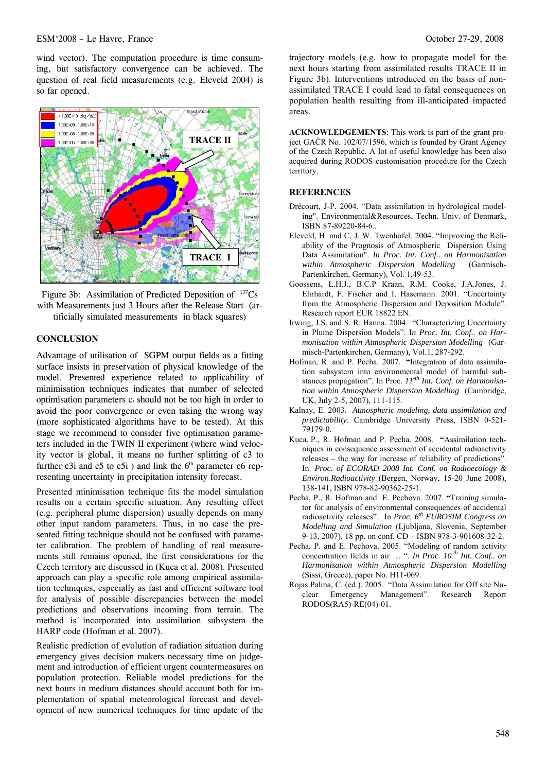wind vector). The computation procedure is time consuming, but satisfactory convergence can be achieved. The question of real field measurements (e.g. Eleveld 2004) is so far opened.

> 1.00E+10 Bq/m2
1.00E+09 - 1.00E+10
1.00E+08 - 1.00E+09
1.00E+06 - 1.00E+08

TRACE II

TRACE I

Figure 3b: Assimilation of Predicted Deposition of $^{137}Cs$ with Measurements just 3 Hours after the Release Start (artificially simulated measurements in black squares)

## CONCLUSION

Advantage of utilisation of SGPM output fields as a fitting surface insists in preservation of physical knowledge of the model. Presented experience related to applicability of minimisation techniques indicates that number of selected optimisation parameters $c_i$ should not be too high in order to avoid the poor convergence or even taking the wrong way (more sophisticated algorithms have to be tested). At this stage we recommend to consider five optimisation parameters included in the TWIN II experiment (where wind velocity vector is global, it means no further splitting of c3 to further c3i and c5 to c5i ) and link the 6[th] parameter c6 representing uncertainty in precipitation intensity forecast.

Presented minimisation technique fits the model simulation results on a certain specific situation. Any resulting effect (e.g. peripheral plume dispersion) usually depends on many other input random parameters. Thus, in no case the presented fitting technique should not be confused with parameter calibration. The problem of handling of real measurements still remains opened, the first considerations for the Czech territory are discussed in (Kuca et al. 2008). Presented approach can play a specific role among empirical assimilation techniques, especially as fast and efficient software tool for analysis of possible discrepancies between the model predictions and observations incoming from terrain. The method is incorporated into assimilation subsystem the HARP code (Hofman et al. 2007).

Realistic prediction of evolution of radiation situation during emergency gives decision makers necessary time on judgement and introduction of efficient urgent countermeasures on population protection. Reliable model predictions for the next hours in medium distances should account both for implementation of spatial meteorological forecast and development of new numerical techniques for time update of the trajectory models (e.g. how to propagate model for the next hours starting from assimilated results TRACE II in Figure 3b). Interventions introduced on the basis of non-assimilated TRACE I could lead to fatal consequences on population health resulting from ill-anticipated impacted areas.

**ACKNOWLEDGEMENTS**: This work is part of the grant project GAČR No. 102/07/1596, which is founded by Grant Agency of the Czech Republic. A lot of useful knowledge has been also acquired during RODOS customisation procedure for the Czech territory.

## REFERENCES

Drécourt, J-P. 2004. "Data assimilation in hydrological modeling". Environmental&Resources, Techn. Univ. of Denmark, ISBN 87-89220-84-6..

Eleveld, H. and C. J. W. Twenhofel. 2004. "Improving the Reliability of the Prognosis of Atmospheric Dispersion Using Data Assimilation". *In Proc. Int. Conf.. on Harmonisation within Atmospheric Dispersion Modelling* (Garmisch-Partenkirchen, Germany), Vol. 1,49-53.

Goossens, L.H.J., B.C.P Kraan, R.M. Cooke, J.A.Jones, J. Ehrhardt, F. Fischer and I. Hasemann. 2001. "Uncertainty from the Atmospheric Dispersion and Deposition Module". Research report EUR 18822 EN.

Irwing, J.S. and S. R. Hanna. 2004. "Characterizing Uncertainty in Plume Dispersion Models". I*n Proc. Int. Conf.. on Harmonisation within Atmospheric Dispersion Modelling* (Garmisch-Partenkirchen, Germany), Vol.1, 287-292.

Hofman, R. and P. Pecha. 2007. **"**Integration of data assimilation subsystem into environmental model of harmful substances propagation". In Proc. *11[-th] Int. Conf. on Harmonisation within Atmospheric Dispersion Modelling* (Cambridge, UK, July 2-5, 2007), 111-115.

Kalnay, E. 2003. *Atmospheric modeling, data assimilation and predictability*. Cambridge University Press, ISBN 0-521-79179-0.

Kuca, P., R. Hofman and P. Pecha. 2008. **"**Assimilation techniques in consequence assessment of accidental radioactivity releases – the way for increase of reliability of predictions". In. *Proc. of ECORAD 2008 Int. Conf. on Radioecology & Environ.Radioactivity* (Bergen, Norway, 15-20 June 2008), 138-141, ISBN 978-82-90362-25-1.

Pecha, P., R. Hofman and E. Pechova. 2007. **"**Training simulator for analysis of environmental consequences of accidental radioactivity releases". In *Proc. 6[th] EUROSIM Congress on Modelling and Simulation* (Ljubljana, Slovenia, September 9-13, 2007), 18 pp. on conf. CD – ISBN 978-3-901608-32-2.

Pecha, P. and E. Pechova. 2005. "Modeling of random activity concentration fields in air … ". *In Proc. 10[-th] Int. Conf.. on Harmonisation within Atmospheric Dispersion Modelling* (Sissi, Greece), paper No. H11-069.

Rojas Palma, C. (ed.). 2005. "Data Assimilation for Off site Nuclear Emergency Management". Research Report RODOS(RA5)-RE(04)-01.